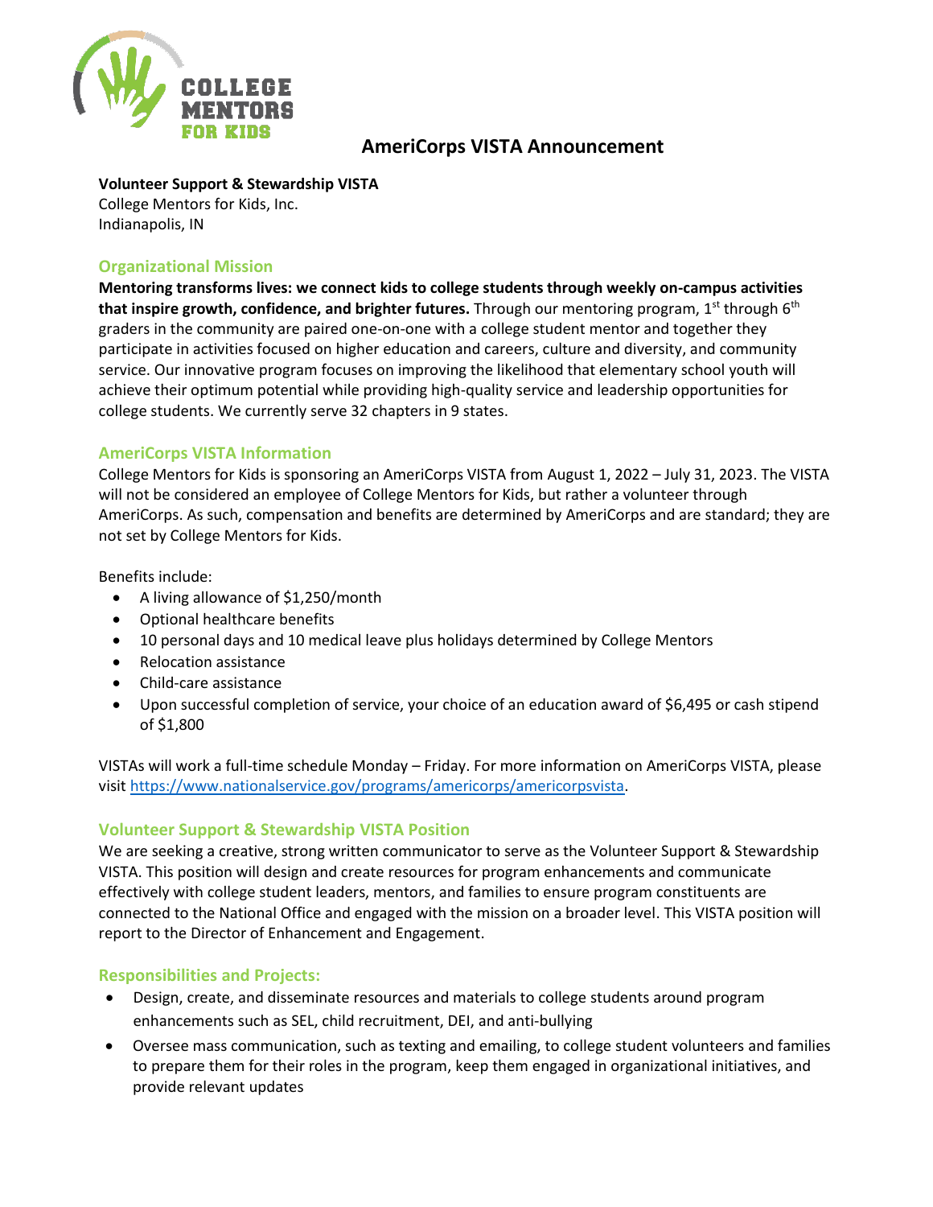# AmeriCorps VISTA Announcement

**Volunteer Support & Stewardship VISTA**
College Mentors for Kids, Inc.
Indianapolis, IN

## Organizational Mission

**Mentoring transforms lives: we connect kids to college students through weekly on-campus activities that inspire growth, confidence, and brighter futures.** Through our mentoring program, 1st through 6th graders in the community are paired one-on-one with a college student mentor and together they participate in activities focused on higher education and careers, culture and diversity, and community service. Our innovative program focuses on improving the likelihood that elementary school youth will achieve their optimum potential while providing high-quality service and leadership opportunities for college students. We currently serve 32 chapters in 9 states.

## AmeriCorps VISTA Information

College Mentors for Kids is sponsoring an AmeriCorps VISTA from August 1, 2022 – July 31, 2023. The VISTA will not be considered an employee of College Mentors for Kids, but rather a volunteer through AmeriCorps. As such, compensation and benefits are determined by AmeriCorps and are standard; they are not set by College Mentors for Kids.

Benefits include:

- A living allowance of $1,250/month
- Optional healthcare benefits
- 10 personal days and 10 medical leave plus holidays determined by College Mentors
- Relocation assistance
- Child-care assistance
- Upon successful completion of service, your choice of an education award of $6,495 or cash stipend of $1,800

VISTAs will work a full-time schedule Monday – Friday. For more information on AmeriCorps VISTA, please visit [https://www.nationalservice.gov/programs/americorps/americorpsvista](https://www.nationalservice.gov/programs/americorps/americorpsvista).

## Volunteer Support & Stewardship VISTA Position

We are seeking a creative, strong written communicator to serve as the Volunteer Support & Stewardship VISTA. This position will design and create resources for program enhancements and communicate effectively with college student leaders, mentors, and families to ensure program constituents are connected to the National Office and engaged with the mission on a broader level. This VISTA position will report to the Director of Enhancement and Engagement.

## Responsibilities and Projects:

- Design, create, and disseminate resources and materials to college students around program enhancements such as SEL, child recruitment, DEI, and anti-bullying
- Oversee mass communication, such as texting and emailing, to college student volunteers and families to prepare them for their roles in the program, keep them engaged in organizational initiatives, and provide relevant updates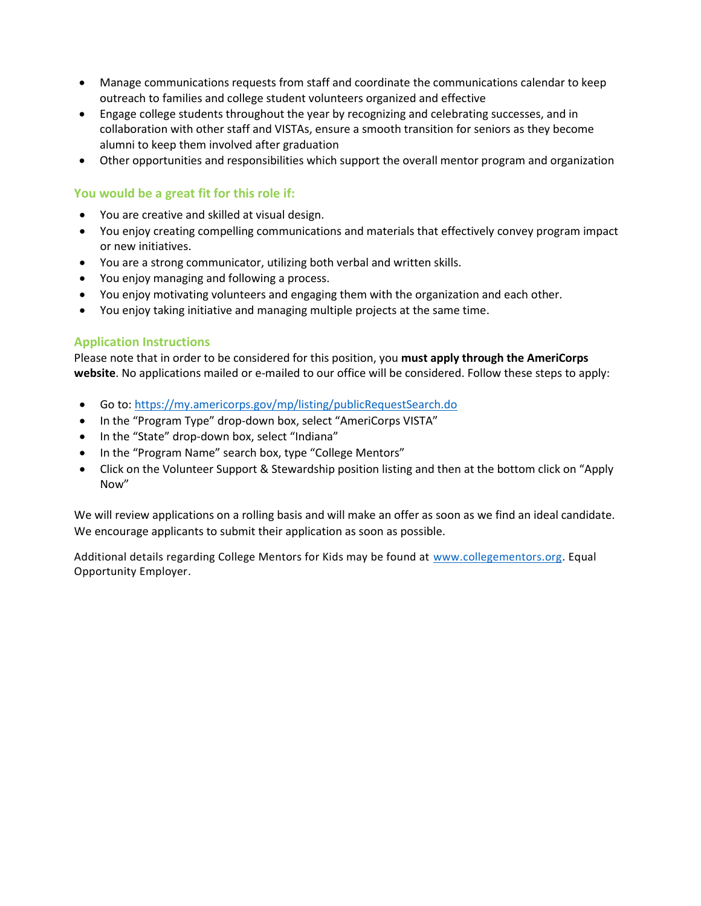- Manage communications requests from staff and coordinate the communications calendar to keep outreach to families and college student volunteers organized and effective
- Engage college students throughout the year by recognizing and celebrating successes, and in collaboration with other staff and VISTAs, ensure a smooth transition for seniors as they become alumni to keep them involved after graduation
- Other opportunities and responsibilities which support the overall mentor program and organization

### You would be a great fit for this role if:

- You are creative and skilled at visual design.
- You enjoy creating compelling communications and materials that effectively convey program impact or new initiatives.
- You are a strong communicator, utilizing both verbal and written skills.
- You enjoy managing and following a process.
- You enjoy motivating volunteers and engaging them with the organization and each other.
- You enjoy taking initiative and managing multiple projects at the same time.

### Application Instructions

Please note that in order to be considered for this position, you **must apply through the AmeriCorps website**. No applications mailed or e-mailed to our office will be considered. Follow these steps to apply:

- Go to: https://my.americorps.gov/mp/listing/publicRequestSearch.do
- In the "Program Type" drop-down box, select "AmeriCorps VISTA"
- In the "State" drop-down box, select "Indiana"
- In the "Program Name" search box, type "College Mentors"
- Click on the Volunteer Support & Stewardship position listing and then at the bottom click on "Apply Now"

We will review applications on a rolling basis and will make an offer as soon as we find an ideal candidate. We encourage applicants to submit their application as soon as possible.

Additional details regarding College Mentors for Kids may be found at www.collegementors.org. Equal Opportunity Employer.